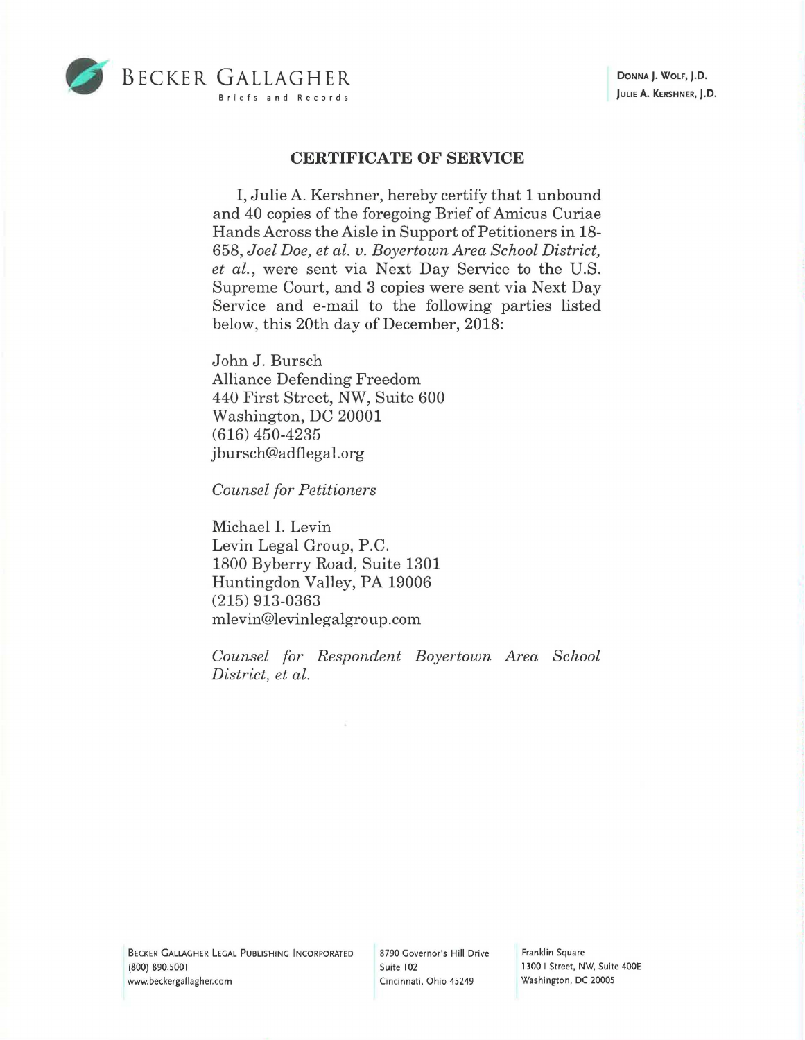BECKER GALLAGHER

Briefs and Records

DONNA J. WOLF, J.D.
JULIE A. KERSHNER, J.D.

## CERTIFICATE OF SERVICE

I, Julie A. Kershner, hereby certify that 1 unbound and 40 copies of the foregoing Brief of Amicus Curiae Hands Across the Aisle in Support of Petitioners in 18-658, *Joel Doe, et al. v. Boyertown Area School District, et al.*, were sent via Next Day Service to the U.S. Supreme Court, and 3 copies were sent via Next Day Service and e-mail to the following parties listed below, this 20th day of December, 2018:

John J. Bursch
Alliance Defending Freedom
440 First Street, NW, Suite 600
Washington, DC 20001
(616) 450-4235
jbursch@adflegal.org

*Counsel for Petitioners*

Michael I. Levin
Levin Legal Group, P.C.
1800 Byberry Road, Suite 1301
Huntingdon Valley, PA 19006
(215) 913-0363
mlevin@levinlegalgroup.com

*Counsel for Respondent Boyertown Area School District, et al.*

BECKER GALLAGHER LEGAL PUBLISHING INCORPORATED
(800) 890.5001
www.beckergallagher.com

8790 Governor's Hill Drive
Suite 102
Cincinnati, Ohio 45249

Franklin Square
1300 I Street, NW, Suite 400E
Washington, DC 20005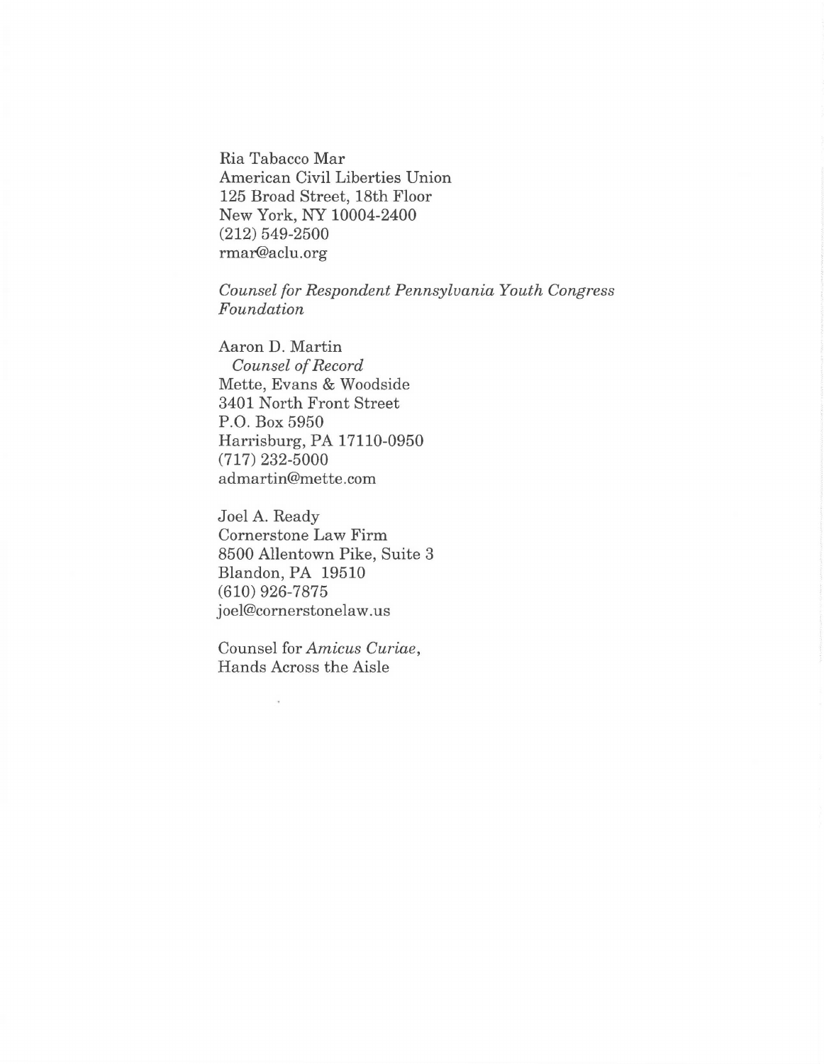Ria Tabacco Mar
American Civil Liberties Union
125 Broad Street, 18th Floor
New York, NY 10004-2400
(212) 549-2500
rmar@aclu.org

*Counsel for Respondent Pennsylvania Youth Congress Foundation*

Aaron D. Martin
*Counsel of Record*
Mette, Evans & Woodside
3401 North Front Street
P.O. Box 5950
Harrisburg, PA 17110-0950
(717) 232-5000
admartin@mette.com

Joel A. Ready
Cornerstone Law Firm
8500 Allentown Pike, Suite 3
Blandon, PA 19510
(610) 926-7875
joel@cornerstonelaw.us

Counsel for *Amicus Curiae*,
Hands Across the Aisle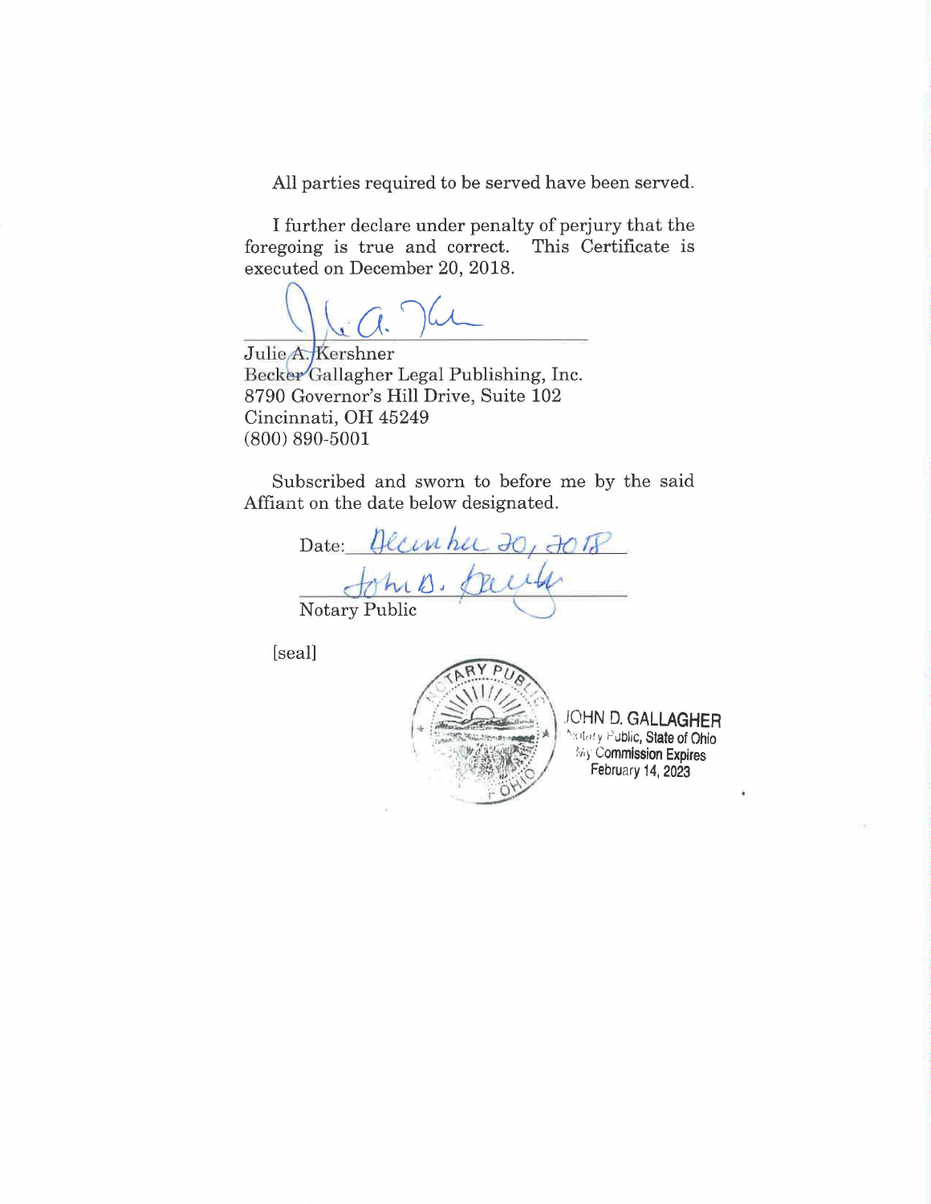All parties required to be served have been served.

I further declare under penalty of perjury that the foregoing is true and correct. This Certificate is executed on December 20, 2018.

Julie A. Kershner
Becker Gallagher Legal Publishing, Inc.
8790 Governor's Hill Drive, Suite 102
Cincinnati, OH 45249
(800) 890-5001

Subscribed and sworn to before me by the said Affiant on the date below designated.

Date: December 20, 2018

Notary Public

[seal]

JOHN D. GALLAGHER
Notary Public, State of Ohio
My Commission Expires
February 14, 2023